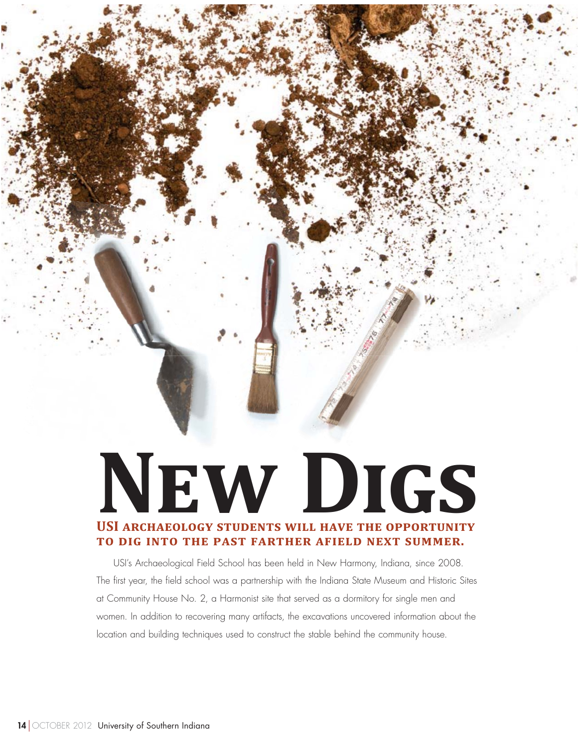# New Digs

## USI archaeology students will have the opportunity to dig into the past farther afield next summer.

USI's Archaeological Field School has been held in New Harmony, Indiana, since 2008. The first year, the field school was a partnership with the Indiana State Museum and Historic Sites at Community House No. 2, a Harmonist site that served as a dormitory for single men and women. In addition to recovering many artifacts, the excavations uncovered information about the location and building techniques used to construct the stable behind the community house.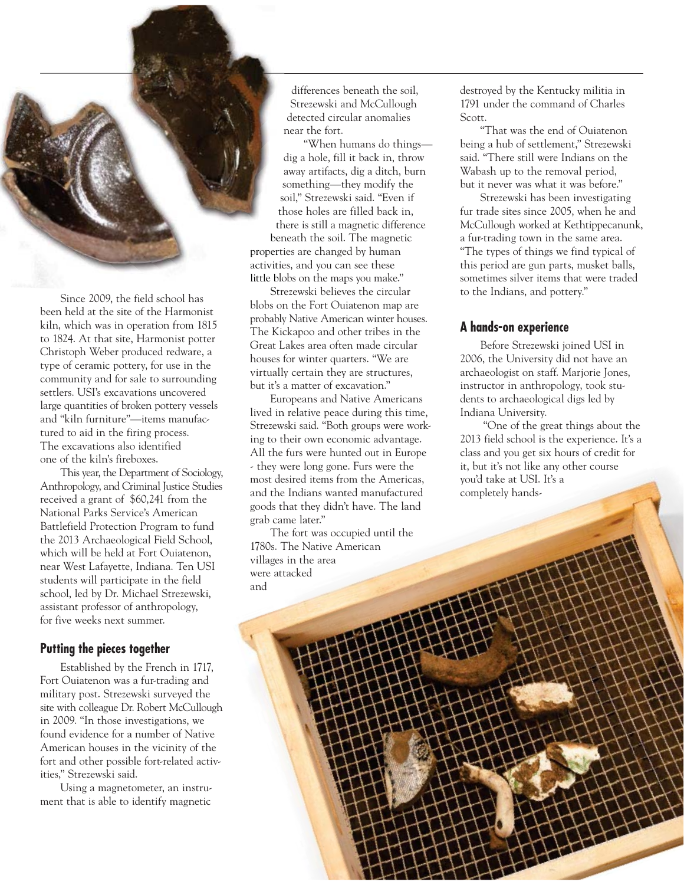Since 2009, the field school has been held at the site of the Harmonist kiln, which was in operation from 1815 to 1824. At that site, Harmonist potter Christoph Weber produced redware, a type of ceramic pottery, for use in the community and for sale to surrounding settlers. USI's excavations uncovered large quantities of broken pottery vessels and "kiln furniture"—items manufactured to aid in the firing process. The excavations also identified one of the kiln's fireboxes.

This year, the Department of Sociology, Anthropology, and Criminal Justice Studies received a grant of $60,241 from the National Parks Service's American Battlefield Protection Program to fund the 2013 Archaeological Field School, which will be held at Fort Ouiatenon, near West Lafayette, Indiana. Ten USI students will participate in the field school, led by Dr. Michael Strezewski, assistant professor of anthropology, for five weeks next summer.

## Putting the pieces together

Established by the French in 1717, Fort Ouiatenon was a fur-trading and military post. Strezewski surveyed the site with colleague Dr. Robert McCullough in 2009. "In those investigations, we found evidence for a number of Native American houses in the vicinity of the fort and other possible fort-related activities," Strezewski said.

Using a magnetometer, an instrument that is able to identify magnetic differences beneath the soil, Strezewski and McCullough detected circular anomalies near the fort.

"When humans do things—dig a hole, fill it back in, throw away artifacts, dig a ditch, burn something—they modify the soil," Strezewski said. "Even if those holes are filled back in, there is still a magnetic difference beneath the soil. The magnetic properties are changed by human activities, and you can see these little blobs on the maps you make."

Strezewski believes the circular blobs on the Fort Ouiatenon map are probably Native American winter houses. The Kickapoo and other tribes in the Great Lakes area often made circular houses for winter quarters. "We are virtually certain they are structures, but it's a matter of excavation."

Europeans and Native Americans lived in relative peace during this time, Strezewski said. "Both groups were working to their own economic advantage. All the furs were hunted out in Europe - they were long gone. Furs were the most desired items from the Americas, and the Indians wanted manufactured goods that they didn't have. The land grab came later."

The fort was occupied until the 1780s. The Native American villages in the area were attacked and destroyed by the Kentucky militia in 1791 under the command of Charles Scott.

"That was the end of Ouiatenon being a hub of settlement," Strezewski said. "There still were Indians on the Wabash up to the removal period, but it never was what it was before."

Strezewski has been investigating fur trade sites since 2005, when he and McCullough worked at Kethtippecanunk, a fur-trading town in the same area. "The types of things we find typical of this period are gun parts, musket balls, sometimes silver items that were traded to the Indians, and pottery."

## A hands-on experience

Before Strezewski joined USI in 2006, the University did not have an archaeologist on staff. Marjorie Jones, instructor in anthropology, took students to archaeological digs led by Indiana University.

"One of the great things about the 2013 field school is the experience. It's a class and you get six hours of credit for it, but it's not like any other course you'd take at USI. It's a completely hands-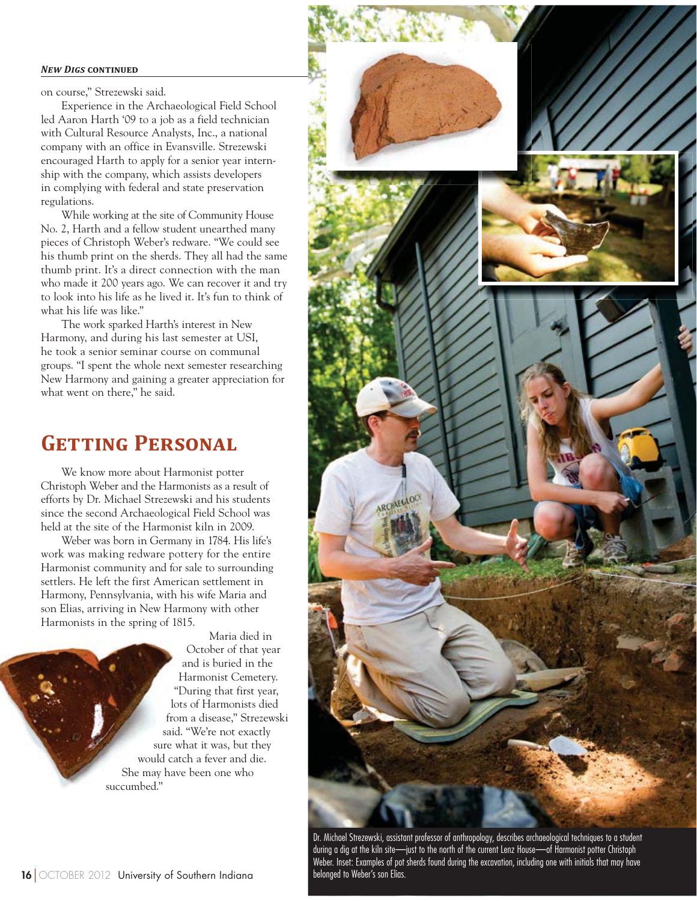on course," Strezewski said.

Experience in the Archaeological Field School led Aaron Harth '09 to a job as a field technician with Cultural Resource Analysts, Inc., a national company with an office in Evansville. Strezewski encouraged Harth to apply for a senior year internship with the company, which assists developers in complying with federal and state preservation regulations.

While working at the site of Community House No. 2, Harth and a fellow student unearthed many pieces of Christoph Weber's redware. "We could see his thumb print on the sherds. They all had the same thumb print. It's a direct connection with the man who made it 200 years ago. We can recover it and try to look into his life as he lived it. It's fun to think of what his life was like."

The work sparked Harth's interest in New Harmony, and during his last semester at USI, he took a senior seminar course on communal groups. "I spent the whole next semester researching New Harmony and gaining a greater appreciation for what went on there," he said.

## Getting Personal

We know more about Harmonist potter Christoph Weber and the Harmonists as a result of efforts by Dr. Michael Strezewski and his students since the second Archaeological Field School was held at the site of the Harmonist kiln in 2009.

Weber was born in Germany in 1784. His life's work was making redware pottery for the entire Harmonist community and for sale to surrounding settlers. He left the first American settlement in Harmony, Pennsylvania, with his wife Maria and son Elias, arriving in New Harmony with other Harmonists in the spring of 1815.

Maria died in October of that year and is buried in the Harmonist Cemetery. "During that first year, lots of Harmonists died from a disease," Strezewski said. "We're not exactly sure what it was, but they would catch a fever and die. She may have been one who succumbed."

Dr. Michael Strezewski, assistant professor of anthropology, describes archaeological techniques to a student during a dig at the kiln site—just to the north of the current Lenz House—of Harmonist potter Christoph Weber. Inset: Examples of pot sherds found during the excavation, including one with initials that may have belonged to Weber's son Elias.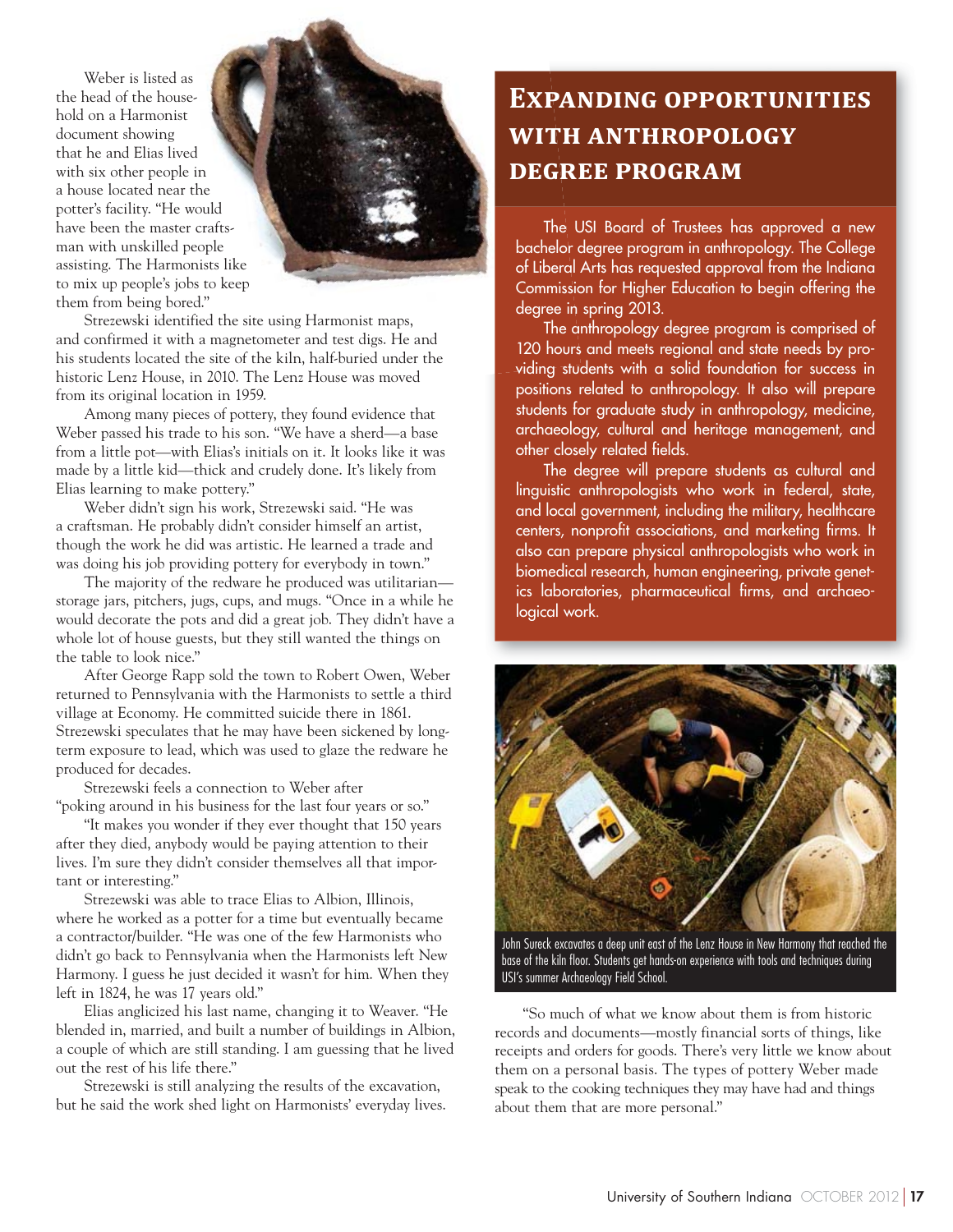Weber is listed as the head of the household on a Harmonist document showing that he and Elias lived with six other people in a house located near the potter's facility. "He would have been the master craftsman with unskilled people assisting. The Harmonists like to mix up people's jobs to keep them from being bored."

Strezewski identified the site using Harmonist maps, and confirmed it with a magnetometer and test digs. He and his students located the site of the kiln, half-buried under the historic Lenz House, in 2010. The Lenz House was moved from its original location in 1959.

Among many pieces of pottery, they found evidence that Weber passed his trade to his son. "We have a sherd—a base from a little pot—with Elias's initials on it. It looks like it was made by a little kid—thick and crudely done. It's likely from Elias learning to make pottery."

Weber didn't sign his work, Strezewski said. "He was a craftsman. He probably didn't consider himself an artist, though the work he did was artistic. He learned a trade and was doing his job providing pottery for everybody in town."

The majority of the redware he produced was utilitarian—storage jars, pitchers, jugs, cups, and mugs. "Once in a while he would decorate the pots and did a great job. They didn't have a whole lot of house guests, but they still wanted the things on the table to look nice."

After George Rapp sold the town to Robert Owen, Weber returned to Pennsylvania with the Harmonists to settle a third village at Economy. He committed suicide there in 1861. Strezewski speculates that he may have been sickened by long-term exposure to lead, which was used to glaze the redware he produced for decades.

Strezewski feels a connection to Weber after "poking around in his business for the last four years or so."

"It makes you wonder if they ever thought that 150 years after they died, anybody would be paying attention to their lives. I'm sure they didn't consider themselves all that important or interesting."

Strezewski was able to trace Elias to Albion, Illinois, where he worked as a potter for a time but eventually became a contractor/builder. "He was one of the few Harmonists who didn't go back to Pennsylvania when the Harmonists left New Harmony. I guess he just decided it wasn't for him. When they left in 1824, he was 17 years old."

Elias anglicized his last name, changing it to Weaver. "He blended in, married, and built a number of buildings in Albion, a couple of which are still standing. I am guessing that he lived out the rest of his life there."

Strezewski is still analyzing the results of the excavation, but he said the work shed light on Harmonists' everyday lives.

"So much of what we know about them is from historic records and documents—mostly financial sorts of things, like receipts and orders for goods. There's very little we know about them on a personal basis. The types of pottery Weber made speak to the cooking techniques they may have had and things about them that are more personal."

John Sureck excavates a deep unit east of the Lenz House in New Harmony that reached the base of the kiln floor. Students get hands-on experience with tools and techniques during USI's summer Archaeology Field School.

## Expanding opportunities with anthropology degree program

The USI Board of Trustees has approved a new bachelor degree program in anthropology. The College of Liberal Arts has requested approval from the Indiana Commission for Higher Education to begin offering the degree in spring 2013.

The anthropology degree program is comprised of 120 hours and meets regional and state needs by providing students with a solid foundation for success in positions related to anthropology. It also will prepare students for graduate study in anthropology, medicine, archaeology, cultural and heritage management, and other closely related fields.

The degree will prepare students as cultural and linguistic anthropologists who work in federal, state, and local government, including the military, healthcare centers, nonprofit associations, and marketing firms. It also can prepare physical anthropologists who work in biomedical research, human engineering, private genetics laboratories, pharmaceutical firms, and archaeological work.